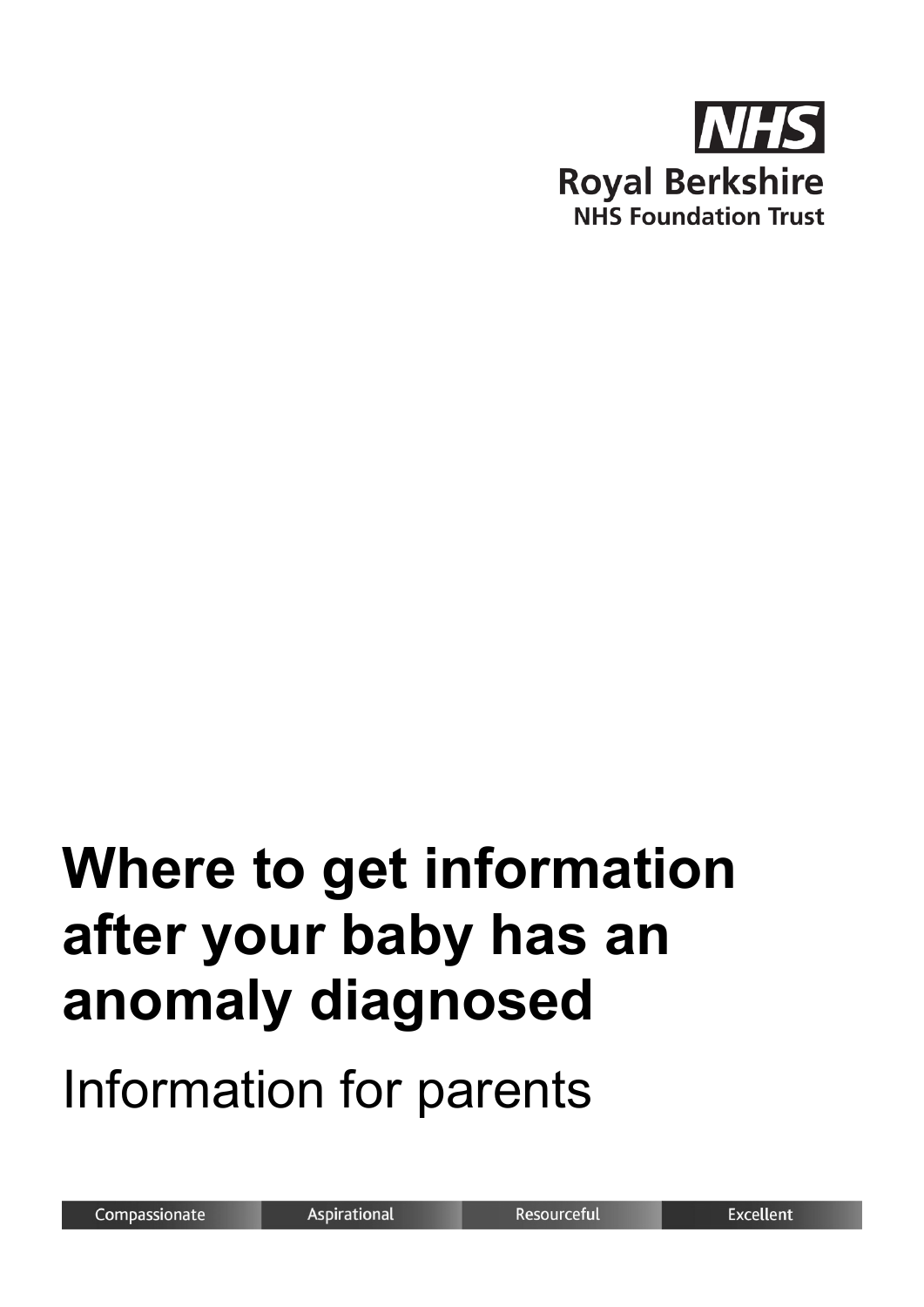NHS

Royal Berkshire
NHS Foundation Trust

# Where to get information after your baby has an anomaly diagnosed

Information for parents

Compassionate | Aspirational | Resourceful | Excellent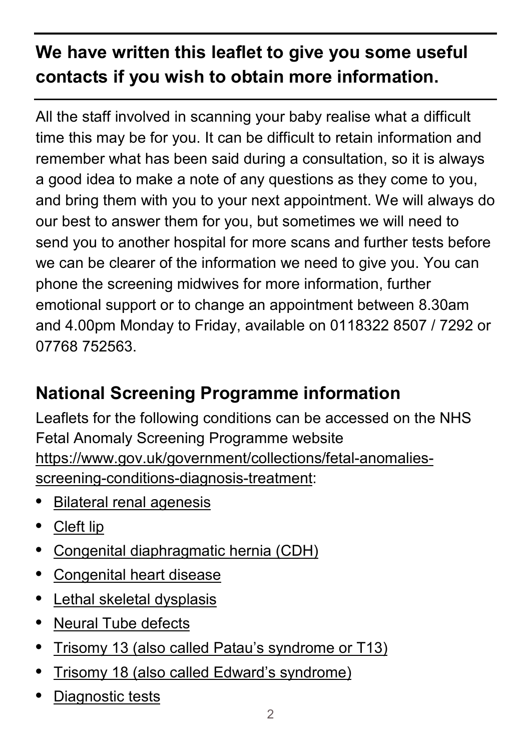**We have written this leaflet to give you some useful contacts if you wish to obtain more information.**

All the staff involved in scanning your baby realise what a difficult time this may be for you. It can be difficult to retain information and remember what has been said during a consultation, so it is always a good idea to make a note of any questions as they come to you, and bring them with you to your next appointment. We will always do our best to answer them for you, but sometimes we will need to send you to another hospital for more scans and further tests before we can be clearer of the information we need to give you. You can phone the screening midwives for more information, further emotional support or to change an appointment between 8.30am and 4.00pm Monday to Friday, available on 0118322 8507 / 7292 or 07768 752563.

## National Screening Programme information

Leaflets for the following conditions can be accessed on the NHS Fetal Anomaly Screening Programme website https://www.gov.uk/government/collections/fetal-anomalies-screening-conditions-diagnosis-treatment:

- Bilateral renal agenesis
- Cleft lip
- Congenital diaphragmatic hernia (CDH)
- Congenital heart disease
- Lethal skeletal dysplasia
- Neural Tube defects
- Trisomy 13 (also called Patau's syndrome or T13)
- Trisomy 18 (also called Edward's syndrome)
- Diagnostic tests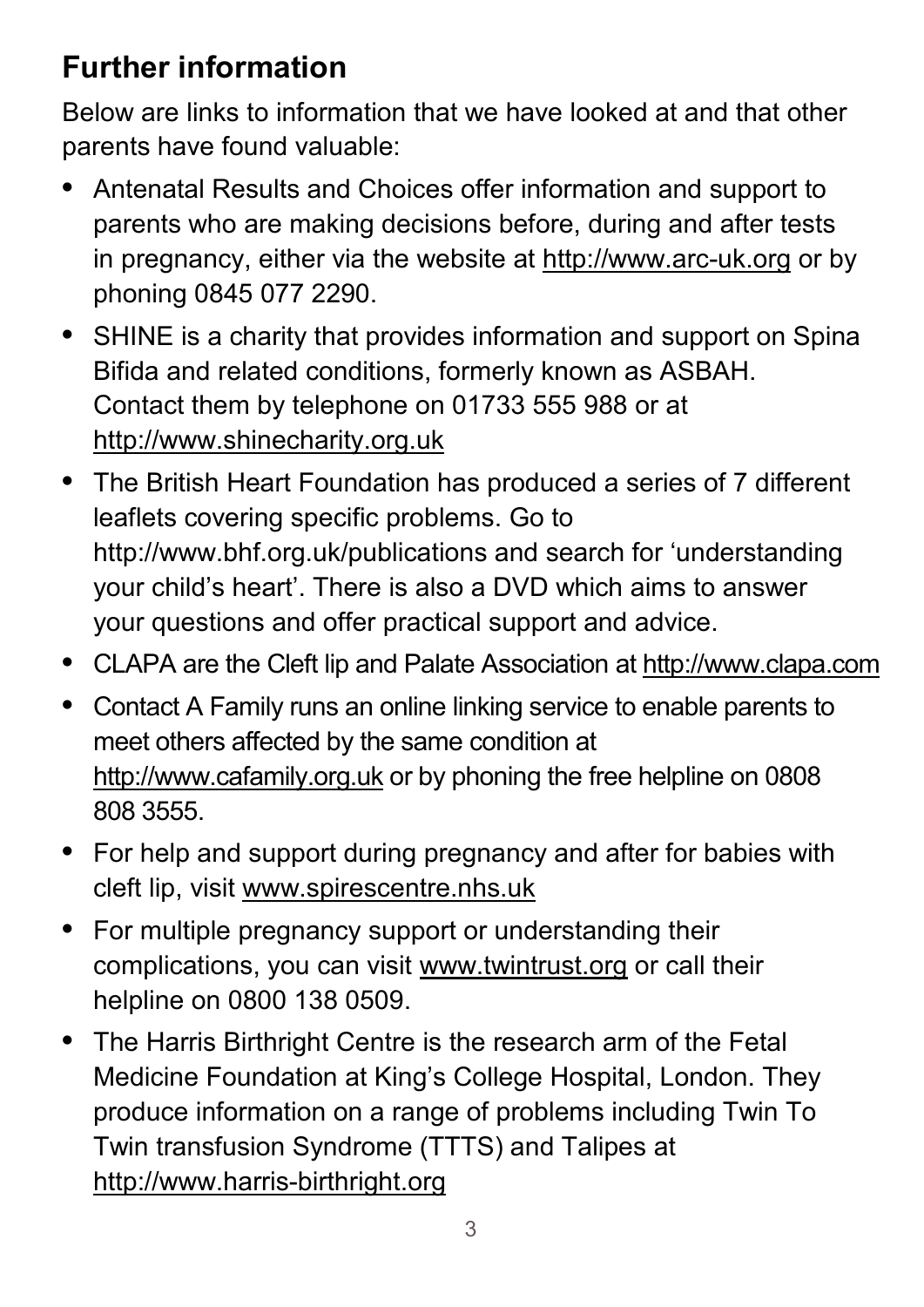## Further information

Below are links to information that we have looked at and that other parents have found valuable:

- Antenatal Results and Choices offer information and support to parents who are making decisions before, during and after tests in pregnancy, either via the website at http://www.arc-uk.org or by phoning 0845 077 2290.
- SHINE is a charity that provides information and support on Spina Bifida and related conditions, formerly known as ASBAH. Contact them by telephone on 01733 555 988 or at http://www.shinecharity.org.uk
- The British Heart Foundation has produced a series of 7 different leaflets covering specific problems. Go to http://www.bhf.org.uk/publications and search for 'understanding your child's heart'. There is also a DVD which aims to answer your questions and offer practical support and advice.
- CLAPA are the Cleft lip and Palate Association at http://www.clapa.com
- Contact A Family runs an online linking service to enable parents to meet others affected by the same condition at http://www.cafamily.org.uk or by phoning the free helpline on 0808 808 3555.
- For help and support during pregnancy and after for babies with cleft lip, visit www.spirescentre.nhs.uk
- For multiple pregnancy support or understanding their complications, you can visit www.twintrust.org or call their helpline on 0800 138 0509.
- The Harris Birthright Centre is the research arm of the Fetal Medicine Foundation at King's College Hospital, London. They produce information on a range of problems including Twin To Twin transfusion Syndrome (TTTS) and Talipes at http://www.harris-birthright.org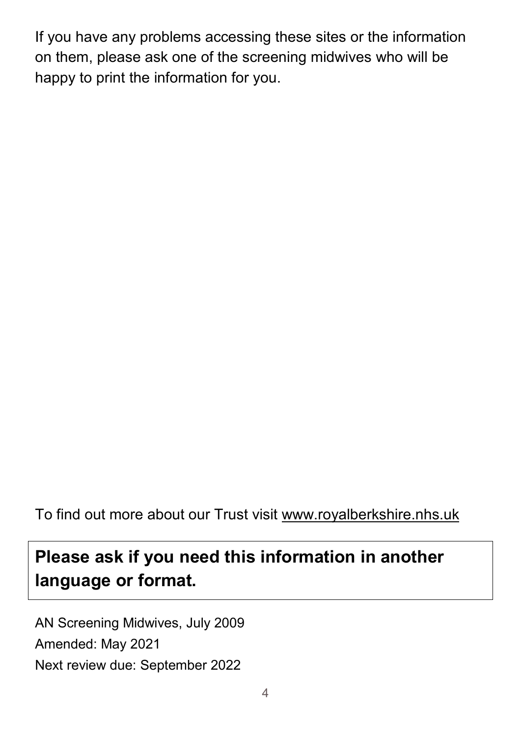If you have any problems accessing these sites or the information on them, please ask one of the screening midwives who will be happy to print the information for you.

To find out more about our Trust visit www.royalberkshire.nhs.uk

**Please ask if you need this information in another language or format.**

AN Screening Midwives, July 2009

Amended: May 2021

Next review due: September 2022